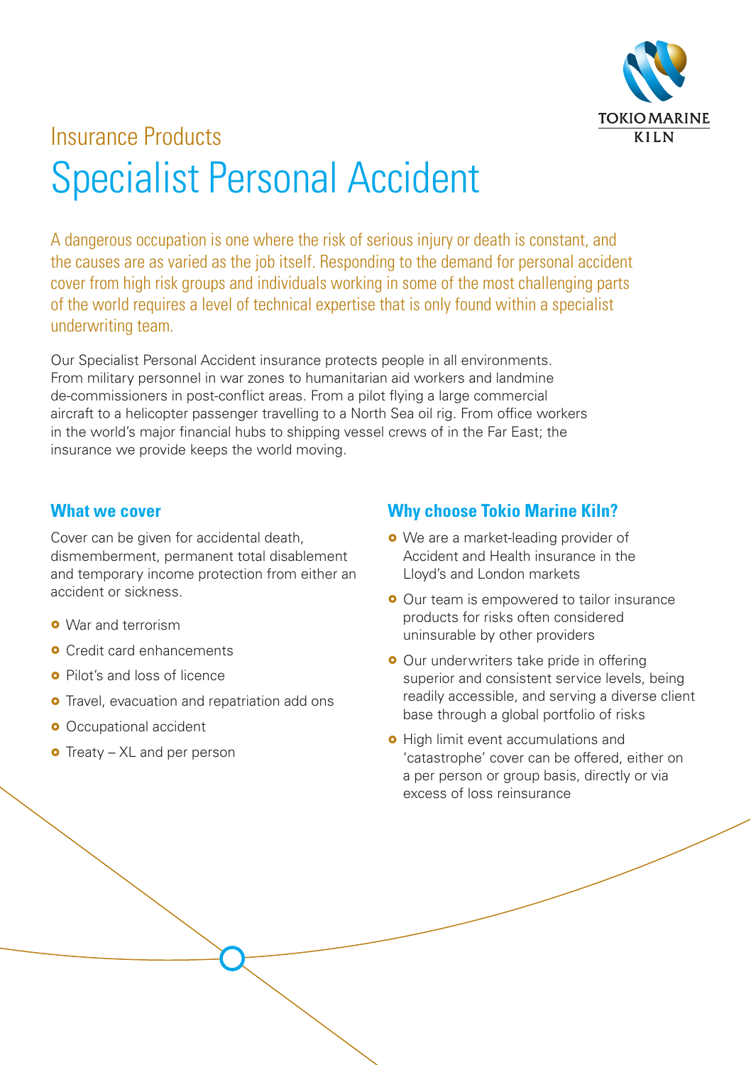Insurance Products

# Specialist Personal Accident

A dangerous occupation is one where the risk of serious injury or death is constant, and the causes are as varied as the job itself. Responding to the demand for personal accident cover from high risk groups and individuals working in some of the most challenging parts of the world requires a level of technical expertise that is only found within a specialist underwriting team.

Our Specialist Personal Accident insurance protects people in all environments. From military personnel in war zones to humanitarian aid workers and landmine de-commissioners in post-conflict areas. From a pilot flying a large commercial aircraft to a helicopter passenger travelling to a North Sea oil rig. From office workers in the world's major financial hubs to shipping vessel crews of in the Far East; the insurance we provide keeps the world moving.

## What we cover

Cover can be given for accidental death, dismemberment, permanent total disablement and temporary income protection from either an accident or sickness.

- War and terrorism
- Credit card enhancements
- Pilot's and loss of licence
- Travel, evacuation and repatriation add ons
- Occupational accident
- Treaty – XL and per person

## Why choose Tokio Marine Kiln?

- We are a market-leading provider of Accident and Health insurance in the Lloyd's and London markets
- Our team is empowered to tailor insurance products for risks often considered uninsurable by other providers
- Our underwriters take pride in offering superior and consistent service levels, being readily accessible, and serving a diverse client base through a global portfolio of risks
- High limit event accumulations and 'catastrophe' cover can be offered, either on a per person or group basis, directly or via excess of loss reinsurance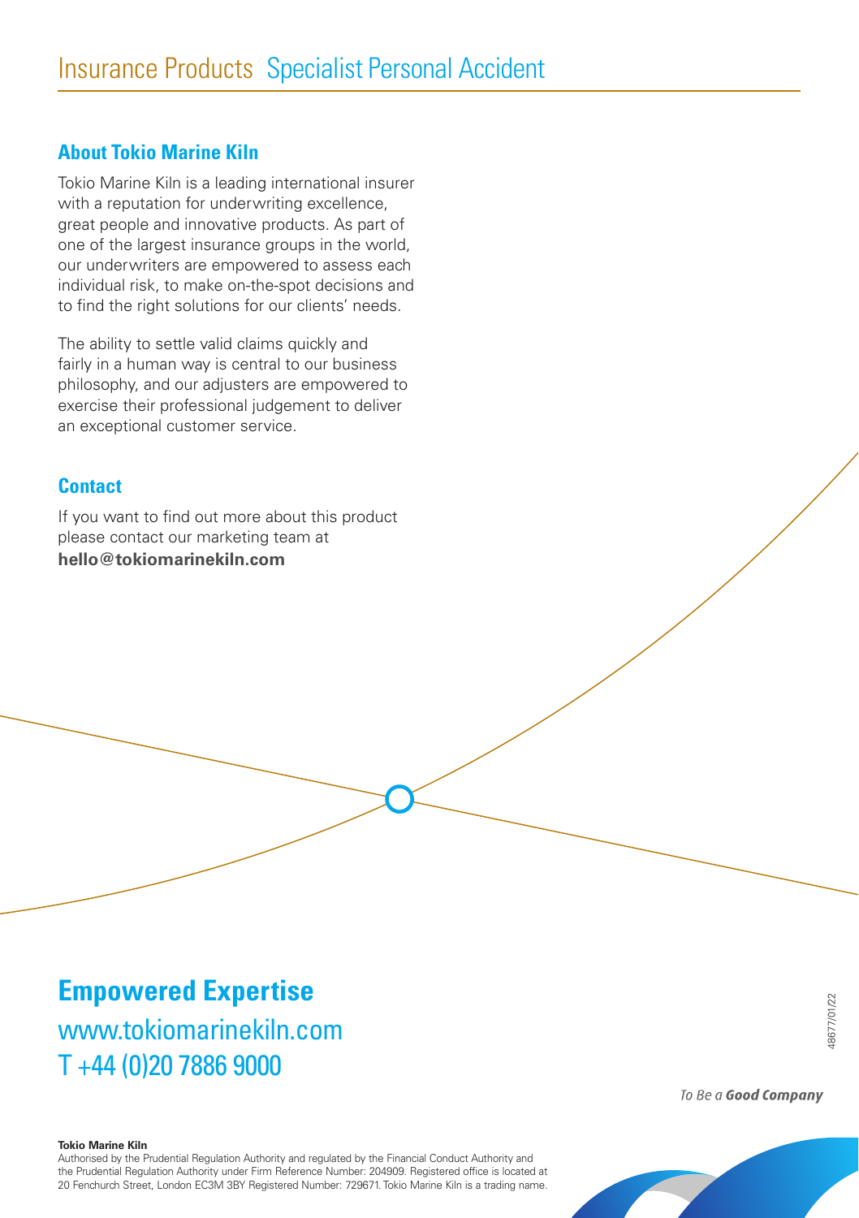# Insurance Products Specialist Personal Accident

## About Tokio Marine Kiln

Tokio Marine Kiln is a leading international insurer with a reputation for underwriting excellence, great people and innovative products. As part of one of the largest insurance groups in the world, our underwriters are empowered to assess each individual risk, to make on-the-spot decisions and to find the right solutions for our clients' needs.

The ability to settle valid claims quickly and fairly in a human way is central to our business philosophy, and our adjusters are empowered to exercise their professional judgement to deliver an exceptional customer service.

## Contact

If you want to find out more about this product please contact our marketing team at **hello@tokiomarinekiln.com**

## Empowered Expertise

www.tokiomarinekiln.com

T +44 (0)20 7886 9000

48677/01/22

*To Be a **Good Company***

**Tokio Marine Kiln**
Authorised by the Prudential Regulation Authority and regulated by the Financial Conduct Authority and the Prudential Regulation Authority under Firm Reference Number: 204909. Registered office is located at 20 Fenchurch Street, London EC3M 3BY Registered Number: 729671. Tokio Marine Kiln is a trading name.